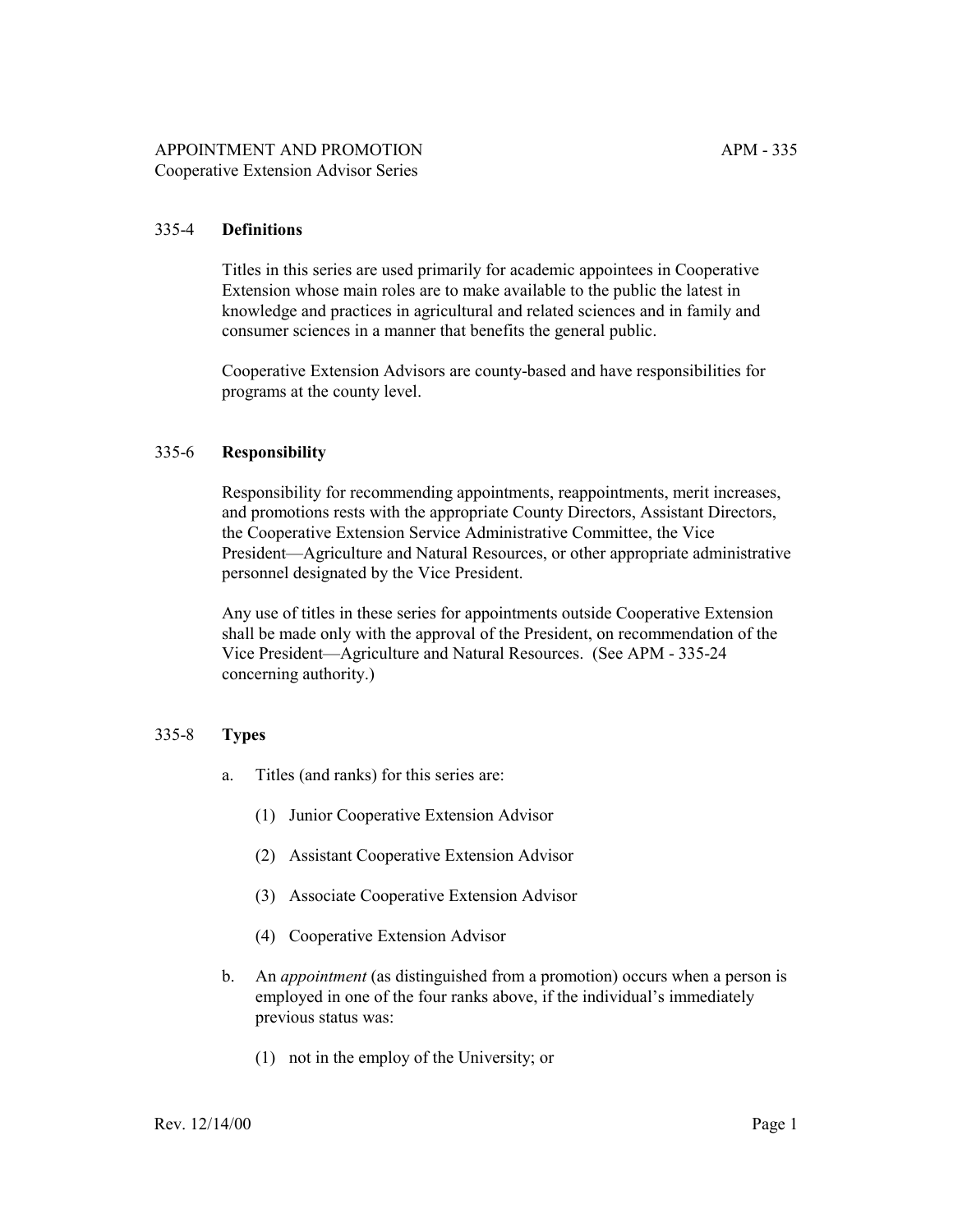# APPOINTMENT AND PROMOTION

## Cooperative Extension Advisor Series

APM - 335

### 335-4 Definitions

Titles in this series are used primarily for academic appointees in Cooperative Extension whose main roles are to make available to the public the latest in knowledge and practices in agricultural and related sciences and in family and consumer sciences in a manner that benefits the general public.

Cooperative Extension Advisors are county-based and have responsibilities for programs at the county level.

### 335-6 Responsibility

Responsibility for recommending appointments, reappointments, merit increases, and promotions rests with the appropriate County Directors, Assistant Directors, the Cooperative Extension Service Administrative Committee, the Vice President—Agriculture and Natural Resources, or other appropriate administrative personnel designated by the Vice President.

Any use of titles in these series for appointments outside Cooperative Extension shall be made only with the approval of the President, on recommendation of the Vice President—Agriculture and Natural Resources. (See APM - 335-24 concerning authority.)

### 335-8 Types

a. Titles (and ranks) for this series are:

   (1) Junior Cooperative Extension Advisor

   (2) Assistant Cooperative Extension Advisor

   (3) Associate Cooperative Extension Advisor

   (4) Cooperative Extension Advisor

b. An *appointment* (as distinguished from a promotion) occurs when a person is employed in one of the four ranks above, if the individual's immediately previous status was:

   (1) not in the employ of the University; or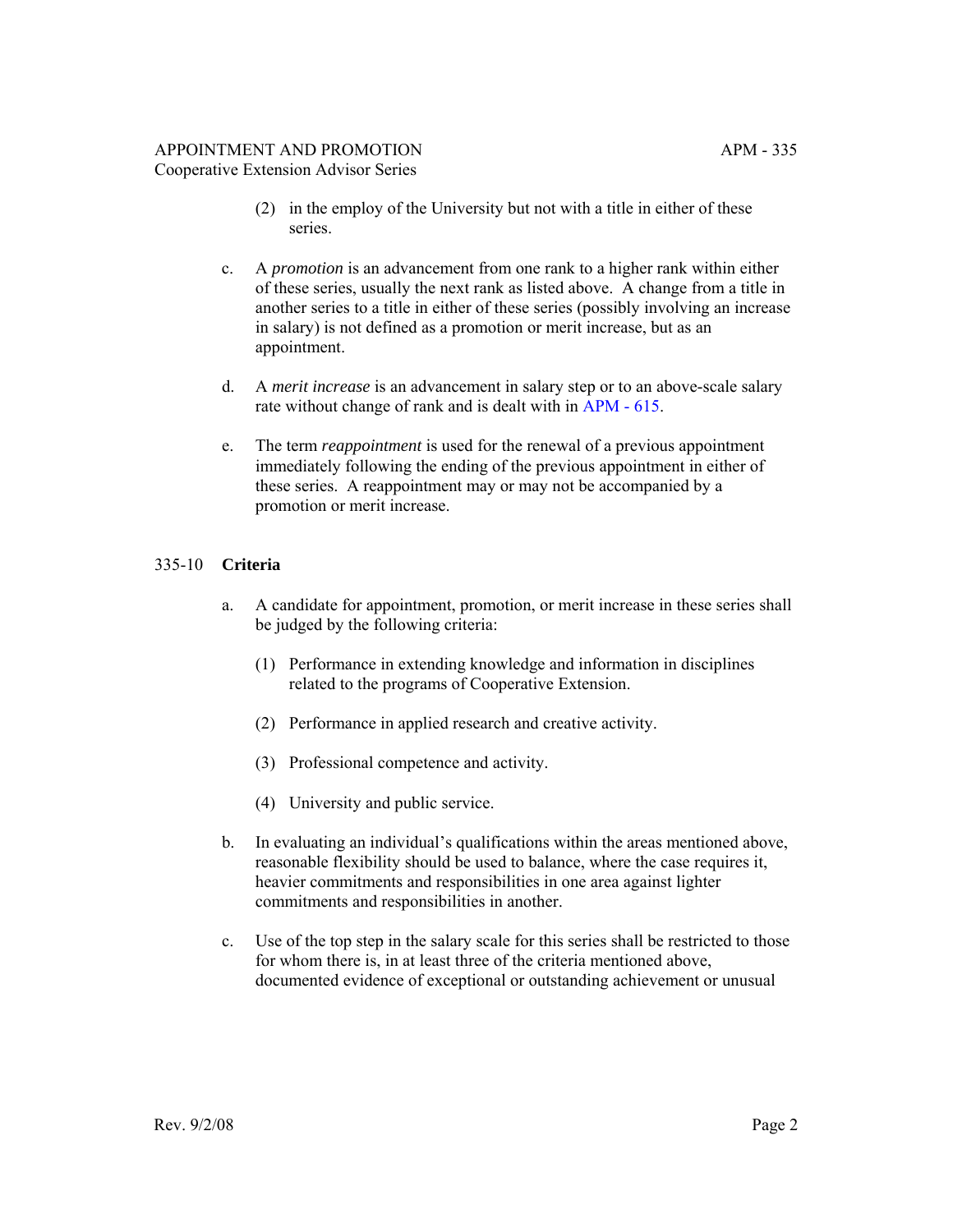(2) in the employ of the University but not with a title in either of these series.

c. A *promotion* is an advancement from one rank to a higher rank within either of these series, usually the next rank as listed above. A change from a title in another series to a title in either of these series (possibly involving an increase in salary) is not defined as a promotion or merit increase, but as an appointment.

d. A *merit increase* is an advancement in salary step or to an above-scale salary rate without change of rank and is dealt with in APM - 615.

e. The term *reappointment* is used for the renewal of a previous appointment immediately following the ending of the previous appointment in either of these series. A reappointment may or may not be accompanied by a promotion or merit increase.

## 335-10 **Criteria**

a. A candidate for appointment, promotion, or merit increase in these series shall be judged by the following criteria:

   (1) Performance in extending knowledge and information in disciplines related to the programs of Cooperative Extension.

   (2) Performance in applied research and creative activity.

   (3) Professional competence and activity.

   (4) University and public service.

b. In evaluating an individual's qualifications within the areas mentioned above, reasonable flexibility should be used to balance, where the case requires it, heavier commitments and responsibilities in one area against lighter commitments and responsibilities in another.

c. Use of the top step in the salary scale for this series shall be restricted to those for whom there is, in at least three of the criteria mentioned above, documented evidence of exceptional or outstanding achievement or unusual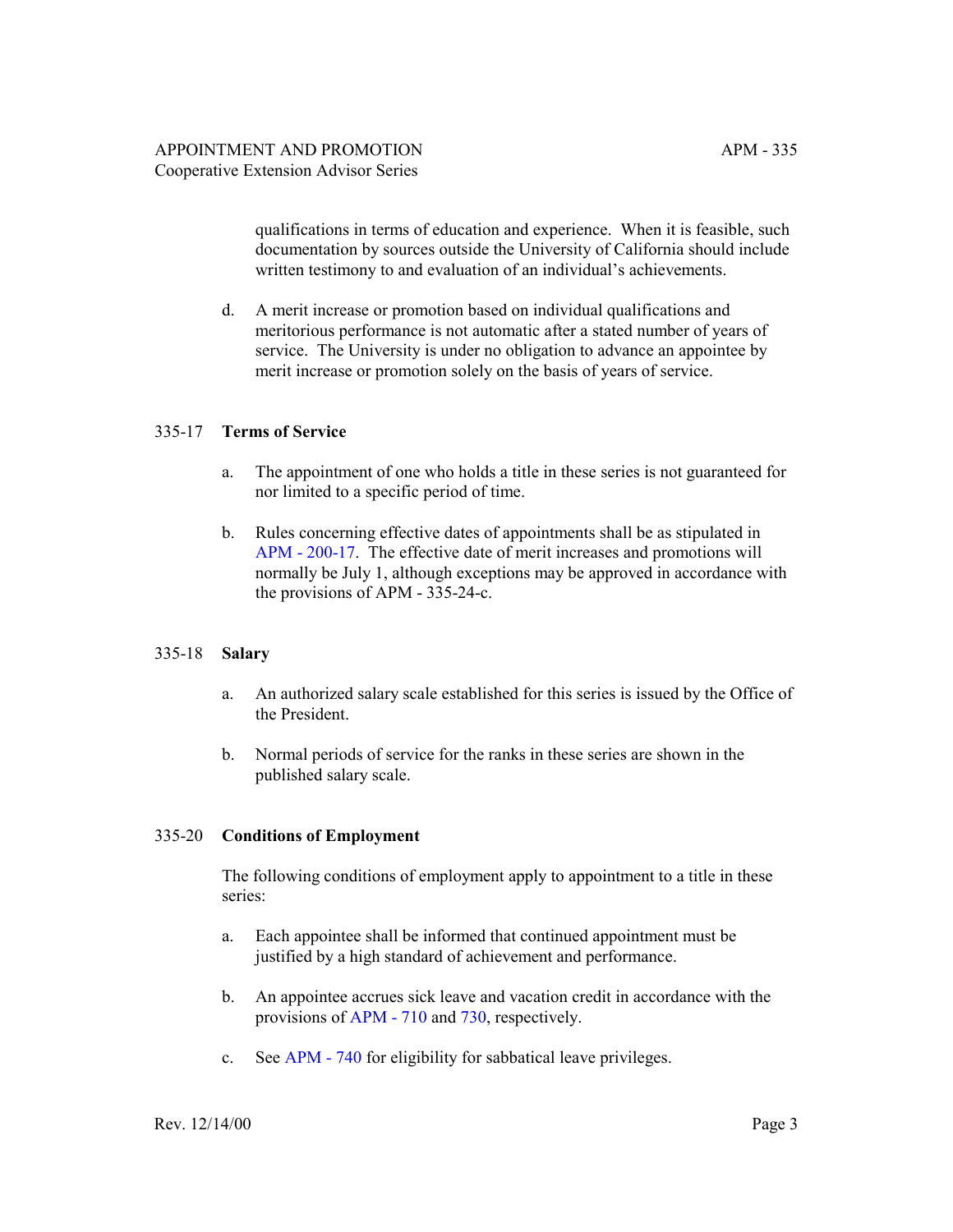qualifications in terms of education and experience. When it is feasible, such documentation by sources outside the University of California should include written testimony to and evaluation of an individual's achievements.

d. A merit increase or promotion based on individual qualifications and meritorious performance is not automatic after a stated number of years of service. The University is under no obligation to advance an appointee by merit increase or promotion solely on the basis of years of service.

## 335-17 Terms of Service

a. The appointment of one who holds a title in these series is not guaranteed for nor limited to a specific period of time.

b. Rules concerning effective dates of appointments shall be as stipulated in APM - 200-17. The effective date of merit increases and promotions will normally be July 1, although exceptions may be approved in accordance with the provisions of APM - 335-24-c.

## 335-18 Salary

a. An authorized salary scale established for this series is issued by the Office of the President.

b. Normal periods of service for the ranks in these series are shown in the published salary scale.

## 335-20 Conditions of Employment

The following conditions of employment apply to appointment to a title in these series:

a. Each appointee shall be informed that continued appointment must be justified by a high standard of achievement and performance.

b. An appointee accrues sick leave and vacation credit in accordance with the provisions of APM - 710 and 730, respectively.

c. See APM - 740 for eligibility for sabbatical leave privileges.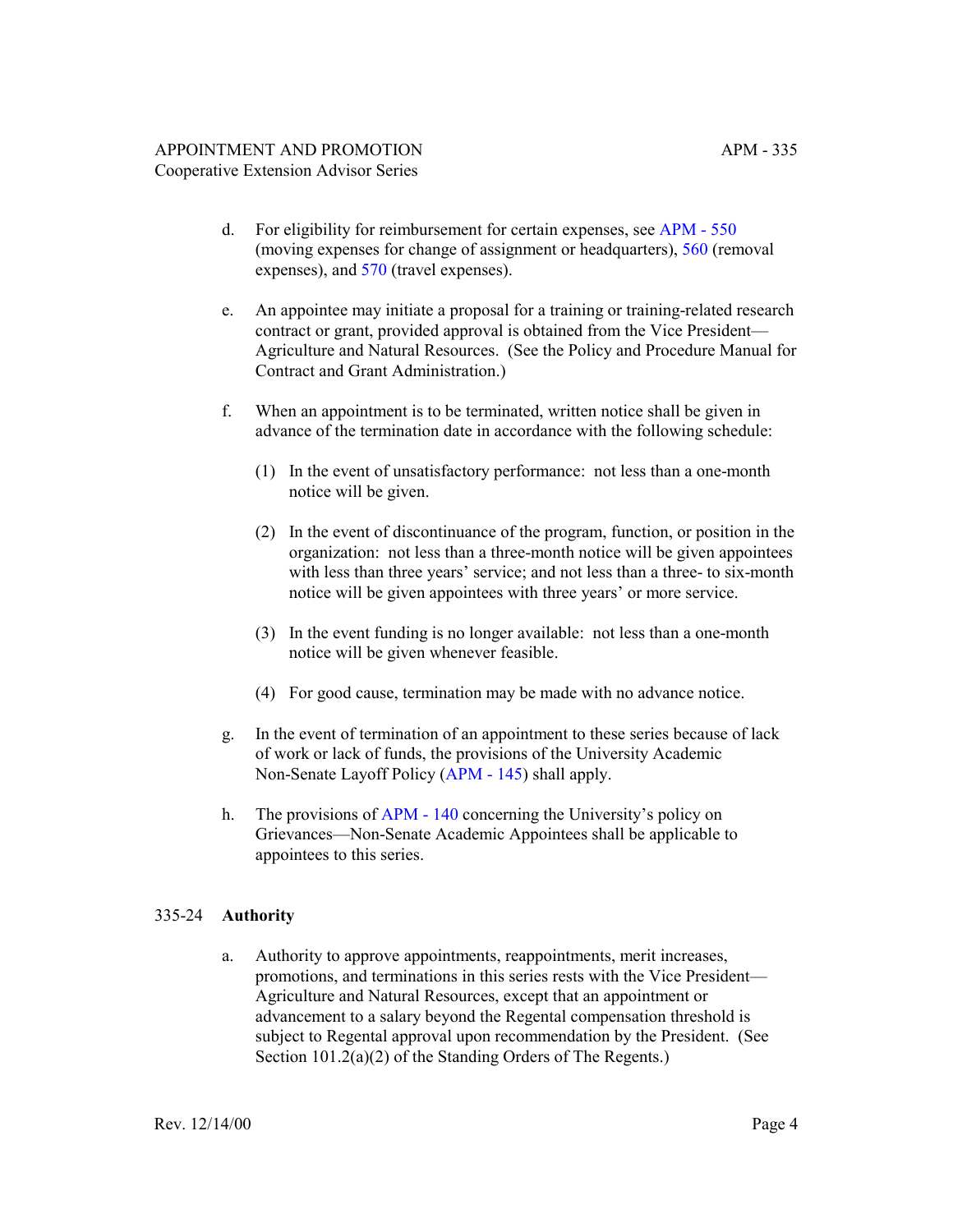d. For eligibility for reimbursement for certain expenses, see APM - 550 (moving expenses for change of assignment or headquarters), 560 (removal expenses), and 570 (travel expenses).

e. An appointee may initiate a proposal for a training or training-related research contract or grant, provided approval is obtained from the Vice President—Agriculture and Natural Resources. (See the Policy and Procedure Manual for Contract and Grant Administration.)

f. When an appointment is to be terminated, written notice shall be given in advance of the termination date in accordance with the following schedule:

   (1) In the event of unsatisfactory performance: not less than a one-month notice will be given.

   (2) In the event of discontinuance of the program, function, or position in the organization: not less than a three-month notice will be given appointees with less than three years' service; and not less than a three- to six-month notice will be given appointees with three years' or more service.

   (3) In the event funding is no longer available: not less than a one-month notice will be given whenever feasible.

   (4) For good cause, termination may be made with no advance notice.

g. In the event of termination of an appointment to these series because of lack of work or lack of funds, the provisions of the University Academic Non-Senate Layoff Policy (APM - 145) shall apply.

h. The provisions of APM - 140 concerning the University's policy on Grievances—Non-Senate Academic Appointees shall be applicable to appointees to this series.

## 335-24 **Authority**

a. Authority to approve appointments, reappointments, merit increases, promotions, and terminations in this series rests with the Vice President—Agriculture and Natural Resources, except that an appointment or advancement to a salary beyond the Regental compensation threshold is subject to Regental approval upon recommendation by the President. (See Section 101.2(a)(2) of the Standing Orders of The Regents.)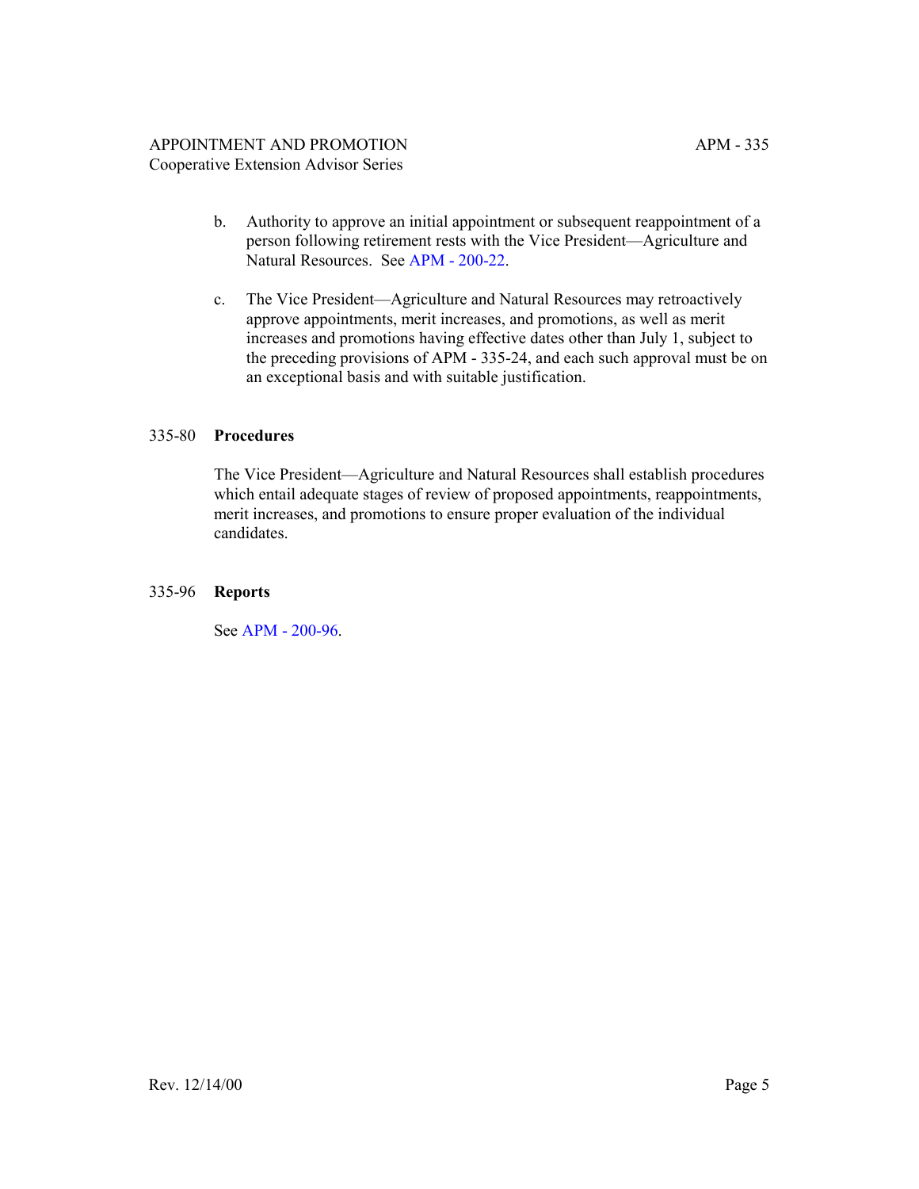b. Authority to approve an initial appointment or subsequent reappointment of a person following retirement rests with the Vice President—Agriculture and Natural Resources. See APM - 200-22.

c. The Vice President—Agriculture and Natural Resources may retroactively approve appointments, merit increases, and promotions, as well as merit increases and promotions having effective dates other than July 1, subject to the preceding provisions of APM - 335-24, and each such approval must be on an exceptional basis and with suitable justification.

## 335-80 **Procedures**

The Vice President—Agriculture and Natural Resources shall establish procedures which entail adequate stages of review of proposed appointments, reappointments, merit increases, and promotions to ensure proper evaluation of the individual candidates.

## 335-96 **Reports**

See APM - 200-96.